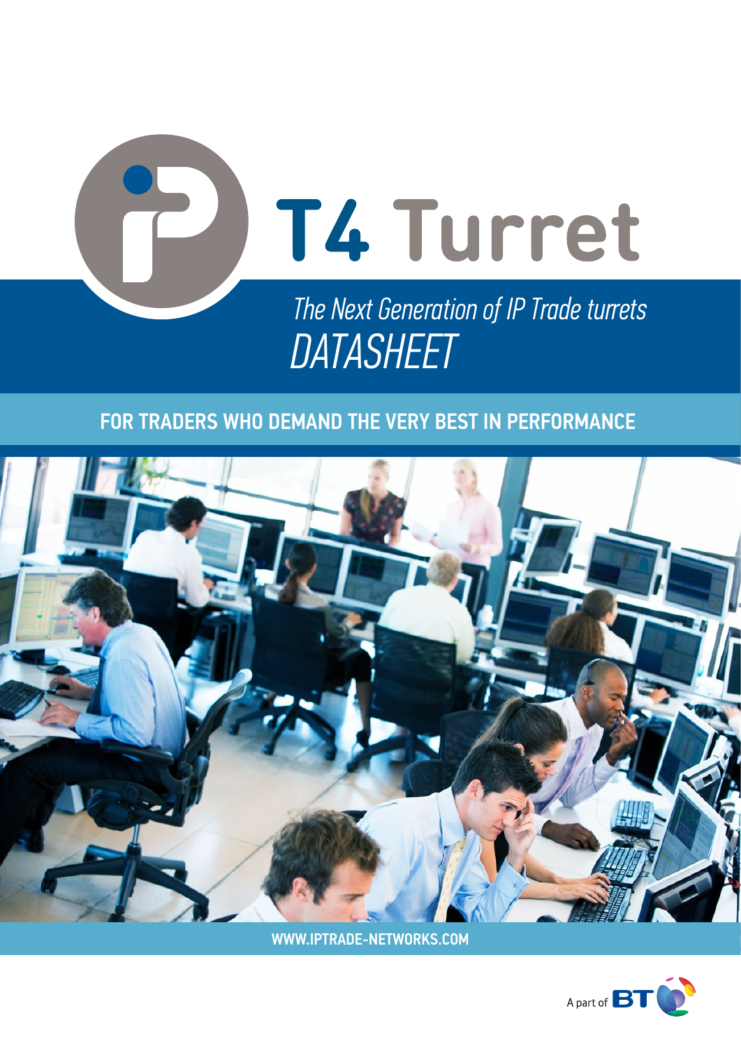# T4 Turret

*The Next Generation of IP Trade turrets*

*DATASHEET*

## FOR TRADERS WHO DEMAND THE VERY BEST IN PERFORMANCE

**WWW.IPTRADE-NETWORKS.COM**

A part of BT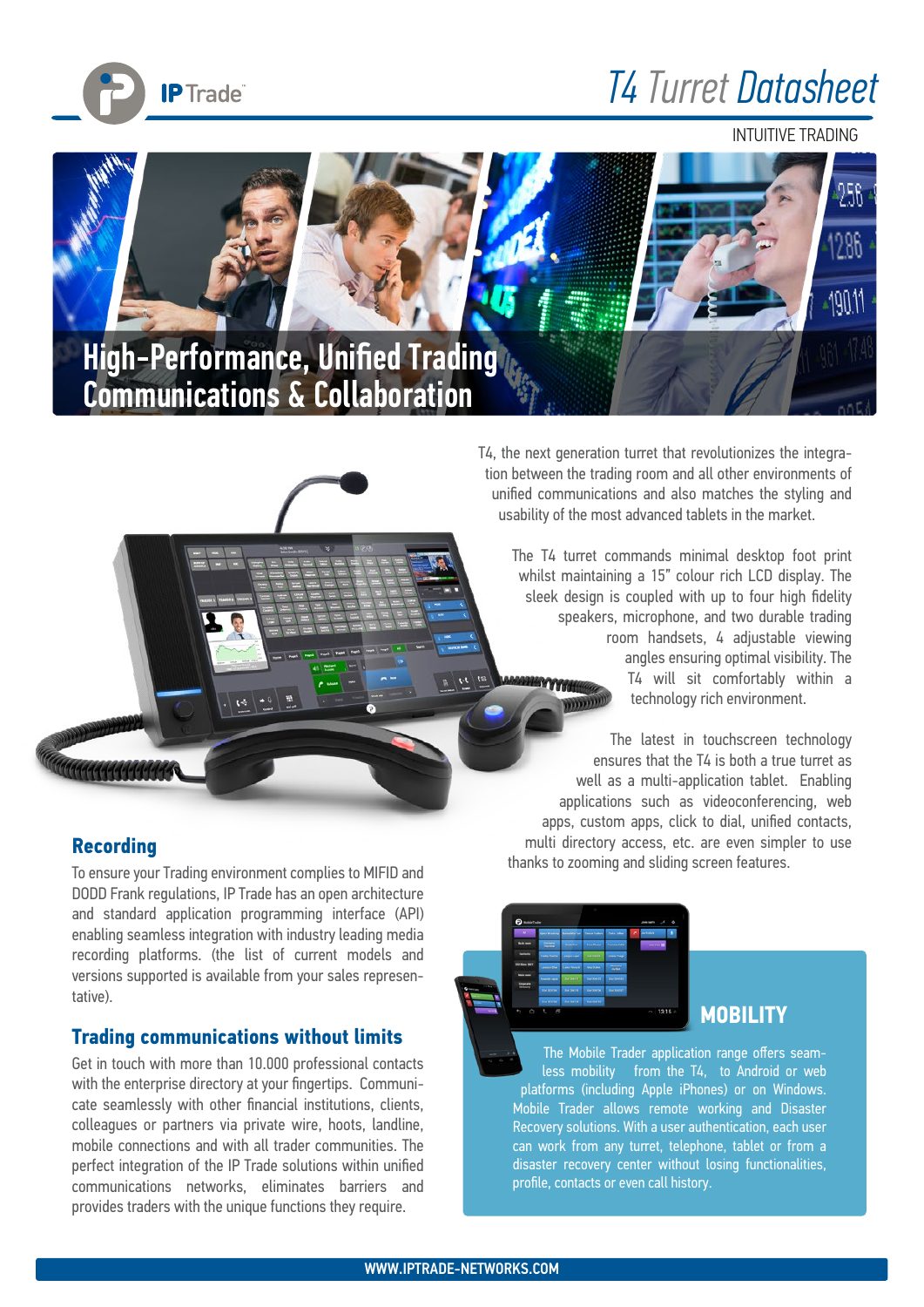# T4 Turret Datasheet

INTUITIVE TRADING

## High-Performance, Unified Trading Communications & Collaboration

T4, the next generation turret that revolutionizes the integration between the trading room and all other environments of unified communications and also matches the styling and usability of the most advanced tablets in the market.

The T4 turret commands minimal desktop foot print whilst maintaining a 15" colour rich LCD display. The sleek design is coupled with up to four high fidelity speakers, microphone, and two durable trading room handsets, 4 adjustable viewing angles ensuring optimal visibility. The T4 will sit comfortably within a technology rich environment.

The latest in touchscreen technology ensures that the T4 is both a true turret as well as a multi-application tablet. Enabling applications such as videoconferencing, web apps, custom apps, click to dial, unified contacts, multi directory access, etc. are even simpler to use thanks to zooming and sliding screen features.

### Recording

To ensure your Trading environment complies to MIFID and DODD Frank regulations, IP Trade has an open architecture and standard application programming interface (API) enabling seamless integration with industry leading media recording platforms. (the list of current models and versions supported is available from your sales representative).

### Trading communications without limits

Get in touch with more than 10.000 professional contacts with the enterprise directory at your fingertips. Communicate seamlessly with other financial institutions, clients, colleagues or partners via private wire, hoots, landline, mobile connections and with all trader communities. The perfect integration of the IP Trade solutions within unified communications networks, eliminates barriers and provides traders with the unique functions they require.

### MOBILITY

The Mobile Trader application range offers seamless mobility from the T4, to Android or web platforms (including Apple iPhones) or on Windows. Mobile Trader allows remote working and Disaster Recovery solutions. With a user authentication, each user can work from any turret, telephone, tablet or from a disaster recovery center without losing functionalities, profile, contacts or even call history.

WWW.IPTRADE-NETWORKS.COM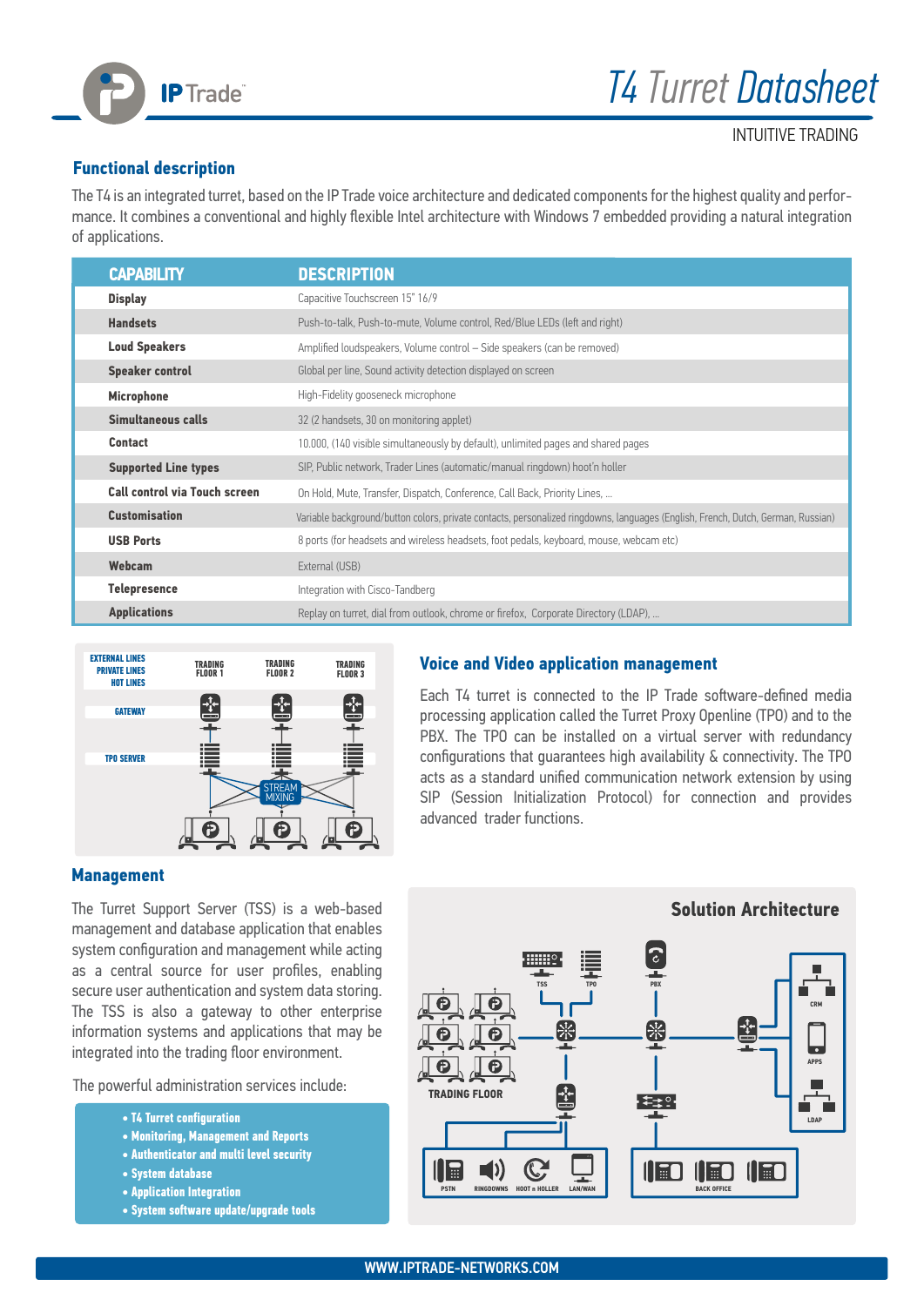# T4 Turret Datasheet

INTUITIVE TRADING

## Functional description

The T4 is an integrated turret, based on the IP Trade voice architecture and dedicated components for the highest quality and performance. It combines a conventional and highly flexible Intel architecture with Windows 7 embedded providing a natural integration of applications.

| CAPABILITY | DESCRIPTION |
|---|---|
| **Display** | Capacitive Touchscreen 15" 16/9 |
| **Handsets** | Push-to-talk, Push-to-mute, Volume control, Red/Blue LEDs (left and right) |
| **Loud Speakers** | Amplified loudspeakers, Volume control – Side speakers (can be removed) |
| **Speaker control** | Global per line, Sound activity detection displayed on screen |
| **Microphone** | High-Fidelity gooseneck microphone |
| **Simultaneous calls** | 32 (2 handsets, 30 on monitoring applet) |
| **Contact** | 10.000, (140 visible simultaneously by default), unlimited pages and shared pages |
| **Supported Line types** | SIP, Public network, Trader Lines (automatic/manual ringdown) hoot'n holler |
| **Call control via Touch screen** | On Hold, Mute, Transfer, Dispatch, Conference, Call Back, Priority Lines, ... |
| **Customisation** | Variable background/button colors, private contacts, personalized ringdowns, languages (English, French, Dutch, German, Russian) |
| **USB Ports** | 8 ports (for headsets and wireless headsets, foot pedals, keyboard, mouse, webcam etc) |
| **Webcam** | External (USB) |
| **Telepresence** | Integration with Cisco-Tandberg |
| **Applications** | Replay on turret, dial from outlook, chrome or firefox, Corporate Directory (LDAP), ... |

## Voice and Video application management

Each T4 turret is connected to the IP Trade software-defined media processing application called the Turret Proxy Openline (TPO) and to the PBX. The TPO can be installed on a virtual server with redundancy configurations that guarantees high availability & connectivity. The TPO acts as a standard unified communication network extension by using SIP (Session Initialization Protocol) for connection and provides advanced trader functions.

## Management

The Turret Support Server (TSS) is a web-based management and database application that enables system configuration and management while acting as a central source for user profiles, enabling secure user authentication and system data storing. The TSS is also a gateway to other enterprise information systems and applications that may be integrated into the trading floor environment.

The powerful administration services include:

- **T4 Turret configuration**
- **Monitoring, Management and Reports**
- **Authenticator and multi level security**
- **System database**
- **Application Integration**
- **System software update/upgrade tools**

## Solution Architecture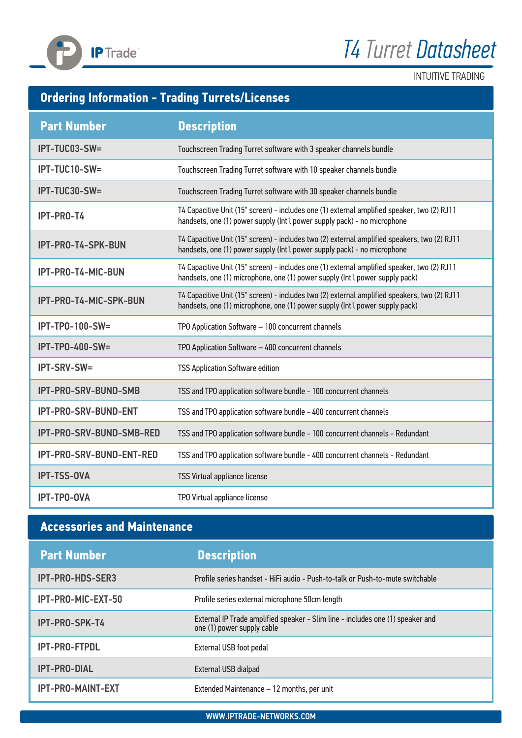## Ordering Information - Trading Turrets/Licenses

| Part Number | Description |
|---|---|
| IPT-TUC03-SW= | Touchscreen Trading Turret software with 3 speaker channels bundle |
| IPT-TUC10-SW= | Touchscreen Trading Turret software with 10 speaker channels bundle |
| IPT-TUC30-SW= | Touchscreen Trading Turret software with 30 speaker channels bundle |
| IPT-PRO-T4 | T4 Capacitive Unit (15" screen) - includes one (1) external amplified speaker, two (2) RJ11 handsets, one (1) power supply (Int'l power supply pack) - no microphone |
| IPT-PRO-T4-SPK-BUN | T4 Capacitive Unit (15" screen) - includes two (2) external amplified speakers, two (2) RJ11 handsets, one (1) power supply (Int'l power supply pack) - no microphone |
| IPT-PRO-T4-MIC-BUN | T4 Capacitive Unit (15" screen) - includes one (1) external amplified speaker, two (2) RJ11 handsets, one (1) microphone, one (1) power supply (Int'l power supply pack) |
| IPT-PRO-T4-MIC-SPK-BUN | T4 Capacitive Unit (15" screen) - includes two (2) external amplified speakers, two (2) RJ11 handsets, one (1) microphone, one (1) power supply (Int'l power supply pack) |
| IPT-TPO-100-SW= | TPO Application Software – 100 concurrent channels |
| IPT-TPO-400-SW= | TPO Application Software – 400 concurrent channels |
| IPT-SRV-SW= | TSS Application Software edition |
| IPT-PRO-SRV-BUND-SMB | TSS and TPO application software bundle - 100 concurrent channels |
| IPT-PRO-SRV-BUND-ENT | TSS and TPO application software bundle - 400 concurrent channels |
| IPT-PRO-SRV-BUND-SMB-RED | TSS and TPO application software bundle - 100 concurrent channels - Redundant |
| IPT-PRO-SRV-BUND-ENT-RED | TSS and TPO application software bundle - 400 concurrent channels - Redundant |
| IPT-TSS-OVA | TSS Virtual appliance license |
| IPT-TPO-OVA | TPO Virtual appliance license |

## Accessories and Maintenance

| Part Number | Description |
|---|---|
| IPT-PRO-HDS-SER3 | Profile series handset - HiFi audio - Push-to-talk or Push-to-mute switchable |
| IPT-PRO-MIC-EXT-50 | Profile series external microphone 50cm length |
| IPT-PRO-SPK-T4 | External IP Trade amplified speaker - Slim line - includes one (1) speaker and one (1) power supply cable |
| IPT-PRO-FTPDL | External USB foot pedal |
| IPT-PRO-DIAL | External USB dialpad |
| IPT-PRO-MAINT-EXT | Extended Maintenance – 12 months, per unit |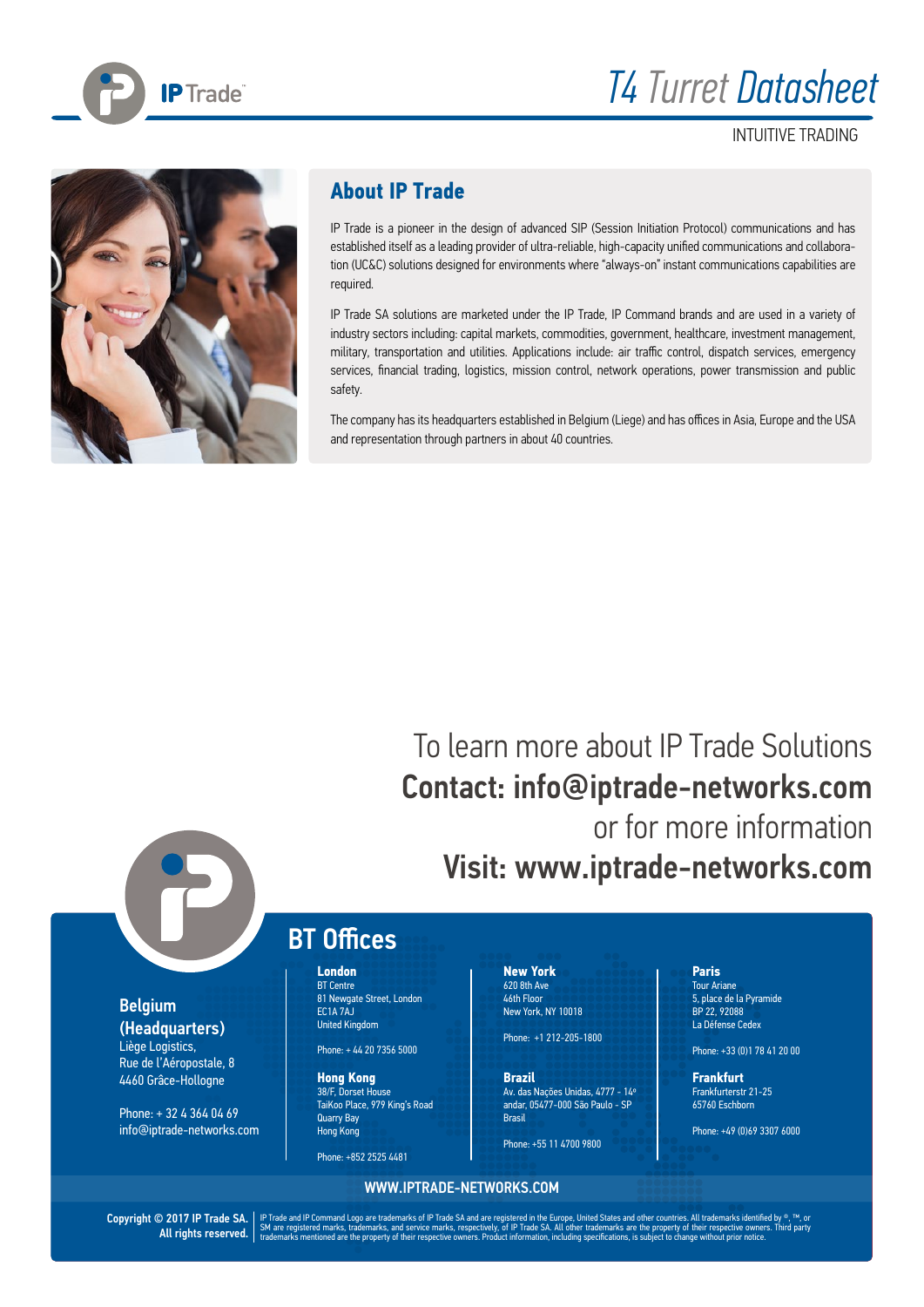# T4 Turret Datasheet

INTUITIVE TRADING

## About IP Trade

IP Trade is a pioneer in the design of advanced SIP (Session Initiation Protocol) communications and has established itself as a leading provider of ultra-reliable, high-capacity unified communications and collaboration (UC&C) solutions designed for environments where "always-on" instant communications capabilities are required.

IP Trade SA solutions are marketed under the IP Trade, IP Command brands and are used in a variety of industry sectors including: capital markets, commodities, government, healthcare, investment management, military, transportation and utilities. Applications include: air traffic control, dispatch services, emergency services, financial trading, logistics, mission control, network operations, power transmission and public safety.

The company has its headquarters established in Belgium (Liege) and has offices in Asia, Europe and the USA and representation through partners in about 40 countries.

To learn more about IP Trade Solutions
**Contact: info@iptrade-networks.com**
or for more information
**Visit: www.iptrade-networks.com**

**Belgium (Headquarters)**
Liège Logistics,
Rue de l'Aéropostale, 8
4460 Grâce-Hollogne

Phone: + 32 4 364 04 69
info@iptrade-networks.com

## BT Offices

**London**
BT Centre
81 Newgate Street, London
EC1A 7AJ
United Kingdom

Phone: + 44 20 7356 5000

**Hong Kong**
38/F, Dorset House
TaiKoo Place, 979 King's Road
Quarry Bay
Hong Kong

Phone: +852 2525 4481

**New York**
620 8th Ave
46th Floor
New York, NY 10018

Phone: +1 212-205-1800

**Brazil**
Av. das Nações Unidas, 4777 - 14º
andar, 05477-000 São Paulo - SP
Brasil

Phone: +55 11 4700 9800

**Paris**
Tour Ariane
5, place de la Pyramide
BP 22, 92088
La Défense Cedex

Phone: +33 (0)1 78 41 20 00

**Frankfurt**
Frankfurterstr 21-25
65760 Eschborn

Phone: +49 (0)69 3307 6000

WWW.IPTRADE-NETWORKS.COM

**Copyright © 2017 IP Trade SA. All rights reserved.**

IP Trade and IP Command Logo are trademarks of IP Trade SA and are registered in the Europe, United States and other countries. All trademarks identified by ®, ™, or SM are registered marks, trademarks, and service marks, respectively, of IP Trade SA. All other trademarks are the property of their respective owners. Third party trademarks mentioned are the property of their respective owners. Product information, including specifications, is subject to change without prior notice.